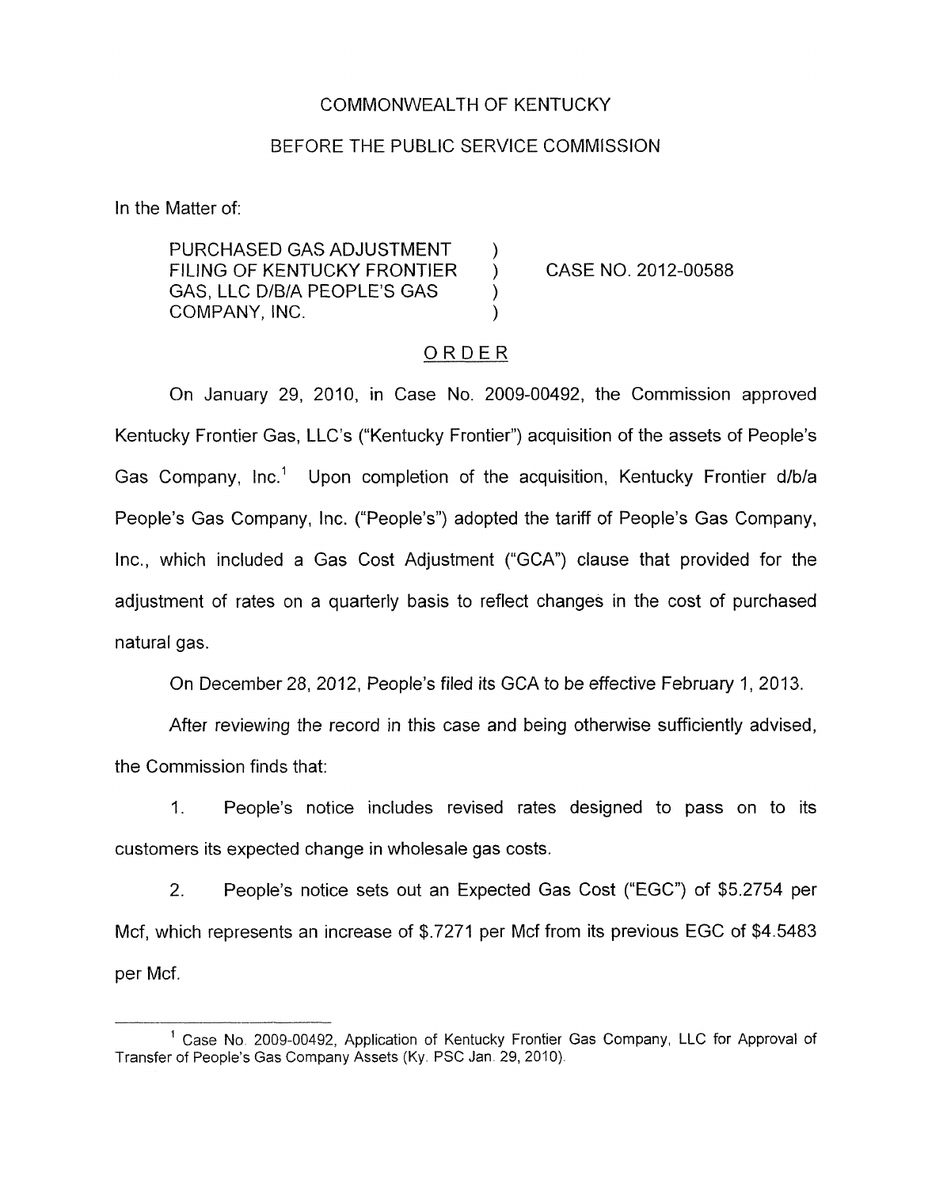COMMONWEALTH OF KENTUCKY

BEFORE THE PUBLIC SERVICE COMMISSION

In the Matter of:

PURCHASED GAS ADJUSTMENT FILING OF KENTUCKY FRONTIER GAS, LLC D/B/A PEOPLE'S GAS COMPANY, INC. ) CASE NO. 2012-00588

## ORDER

On January 29, 2010, in Case No. 2009-00492, the Commission approved Kentucky Frontier Gas, LLC's ("Kentucky Frontier") acquisition of the assets of People's Gas Company, Inc.[1] Upon completion of the acquisition, Kentucky Frontier d/b/a People's Gas Company, Inc. ("People's") adopted the tariff of People's Gas Company, Inc., which included a Gas Cost Adjustment ("GCA") clause that provided for the adjustment of rates on a quarterly basis to reflect changes in the cost of purchased natural gas.

On December 28, 2012, People's filed its GCA to be effective February 1, 2013.

After reviewing the record in this case and being otherwise sufficiently advised, the Commission finds that:

1. People's notice includes revised rates designed to pass on to its customers its expected change in wholesale gas costs.

2. People's notice sets out an Expected Gas Cost ("EGC") of $5.2754 per Mcf, which represents an increase of $.7271 per Mcf from its previous EGC of $4.5483 per Mcf.

---

[1] Case No. 2009-00492, Application of Kentucky Frontier Gas Company, LLC for Approval of Transfer of People's Gas Company Assets (Ky. PSC Jan. 29, 2010).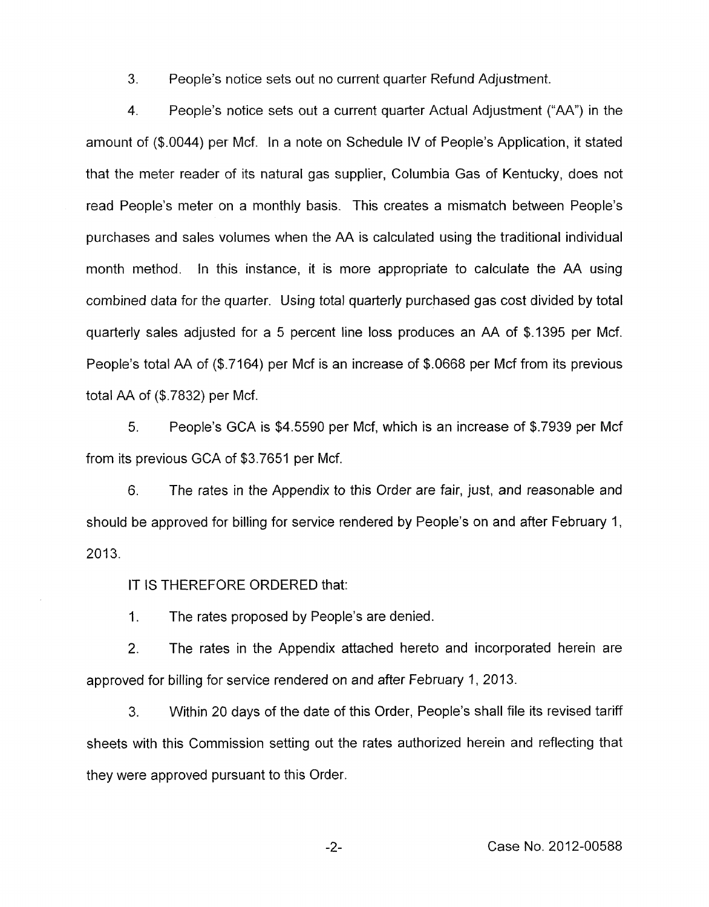3. People's notice sets out no current quarter Refund Adjustment.

4. People's notice sets out a current quarter Actual Adjustment ("AA") in the amount of ($.0044) per Mcf. In a note on Schedule IV of People's Application, it stated that the meter reader of its natural gas supplier, Columbia Gas of Kentucky, does not read People's meter on a monthly basis. This creates a mismatch between People's purchases and sales volumes when the AA is calculated using the traditional individual month method. In this instance, it is more appropriate to calculate the AA using combined data for the quarter. Using total quarterly purchased gas cost divided by total quarterly sales adjusted for a 5 percent line loss produces an AA of $.1395 per Mcf. People's total AA of ($.7164) per Mcf is an increase of $.0668 per Mcf from its previous total AA of ($.7832) per Mcf.

5. People's GCA is $4.5590 per Mcf, which is an increase of $.7939 per Mcf from its previous GCA of $3.7651 per Mcf.

6. The rates in the Appendix to this Order are fair, just, and reasonable and should be approved for billing for service rendered by People's on and after February 1, 2013.

IT IS THEREFORE ORDERED that:

1. The rates proposed by People's are denied.

2. The rates in the Appendix attached hereto and incorporated herein are approved for billing for service rendered on and after February 1, 2013.

3. Within 20 days of the date of this Order, People's shall file its revised tariff sheets with this Commission setting out the rates authorized herein and reflecting that they were approved pursuant to this Order.

Case No. 2012-00588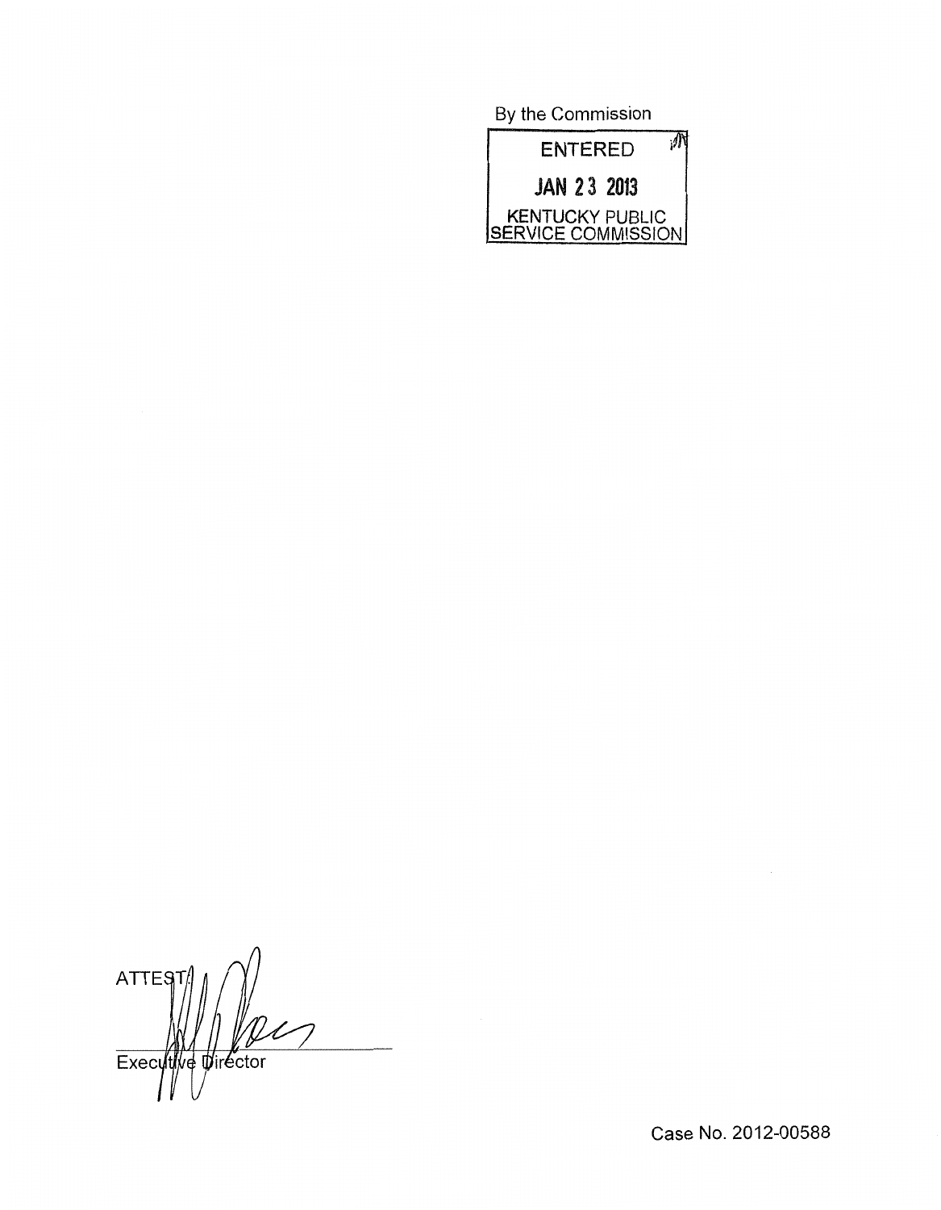By the Commission

ENTERED

JAN 23 2013

KENTUCKY PUBLIC SERVICE COMMISSION

ATTEST:

Executive Director

Case No. 2012-00588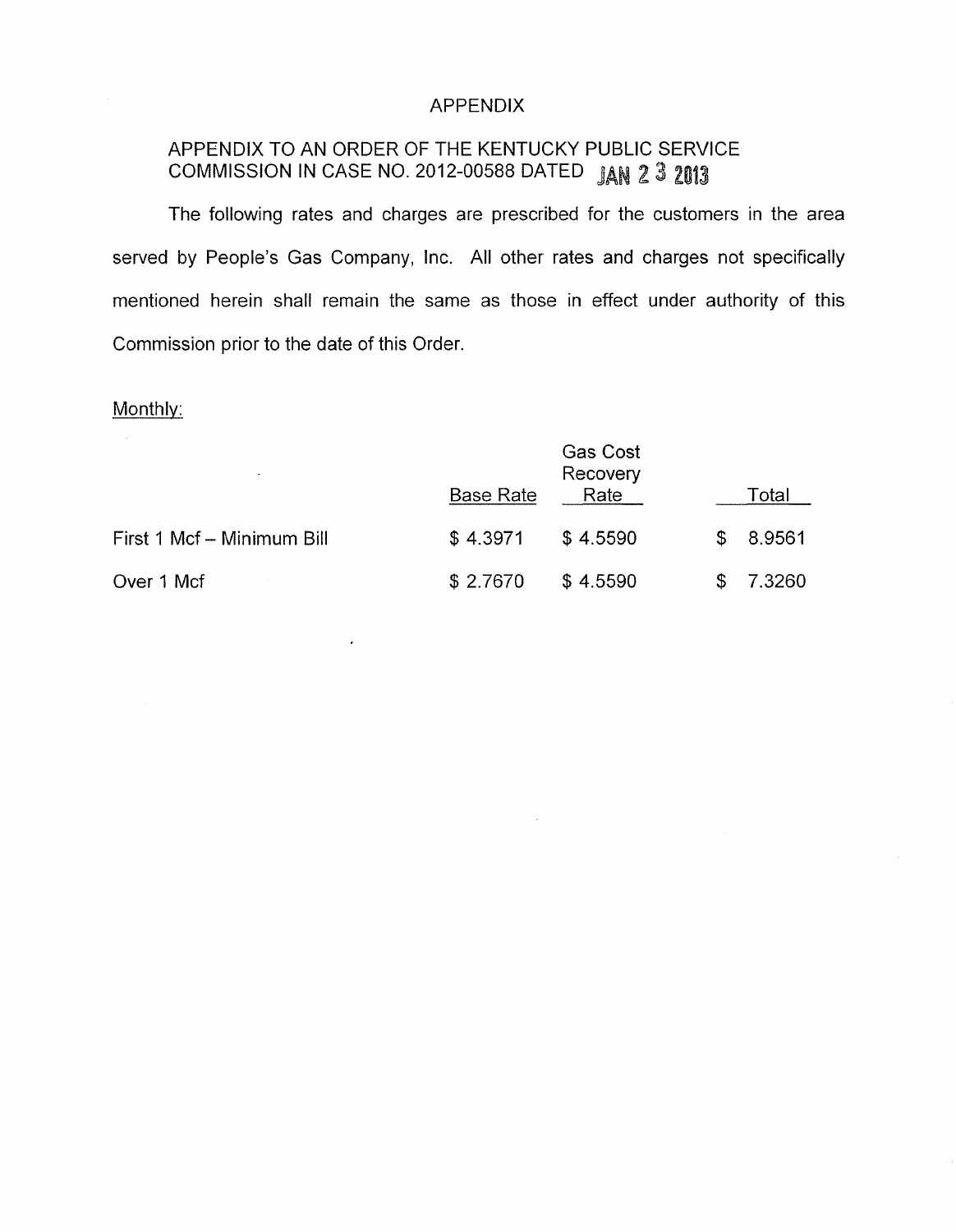# APPENDIX

## APPENDIX TO AN ORDER OF THE KENTUCKY PUBLIC SERVICE COMMISSION IN CASE NO. 2012-00588 DATED JAN 23 2013

The following rates and charges are prescribed for the customers in the area served by People's Gas Company, Inc. All other rates and charges not specifically mentioned herein shall remain the same as those in effect under authority of this Commission prior to the date of this Order.

Monthly:

| | Base Rate | Gas Cost Recovery Rate | Total |
|---|---|---|---|
| First 1 Mcf – Minimum Bill | $ 4.3971 | $ 4.5590 | $ 8.9561 |
| Over 1 Mcf | $ 2.7670 | $ 4.5590 | $ 7.3260 |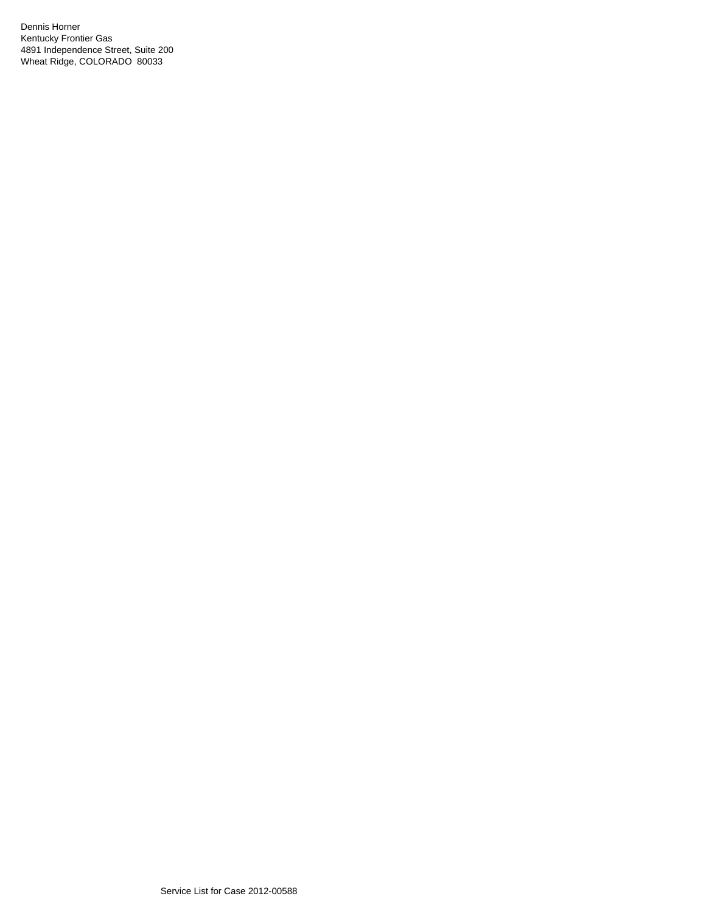Dennis Horner
Kentucky Frontier Gas
4891 Independence Street, Suite 200
Wheat Ridge, COLORADO  80033